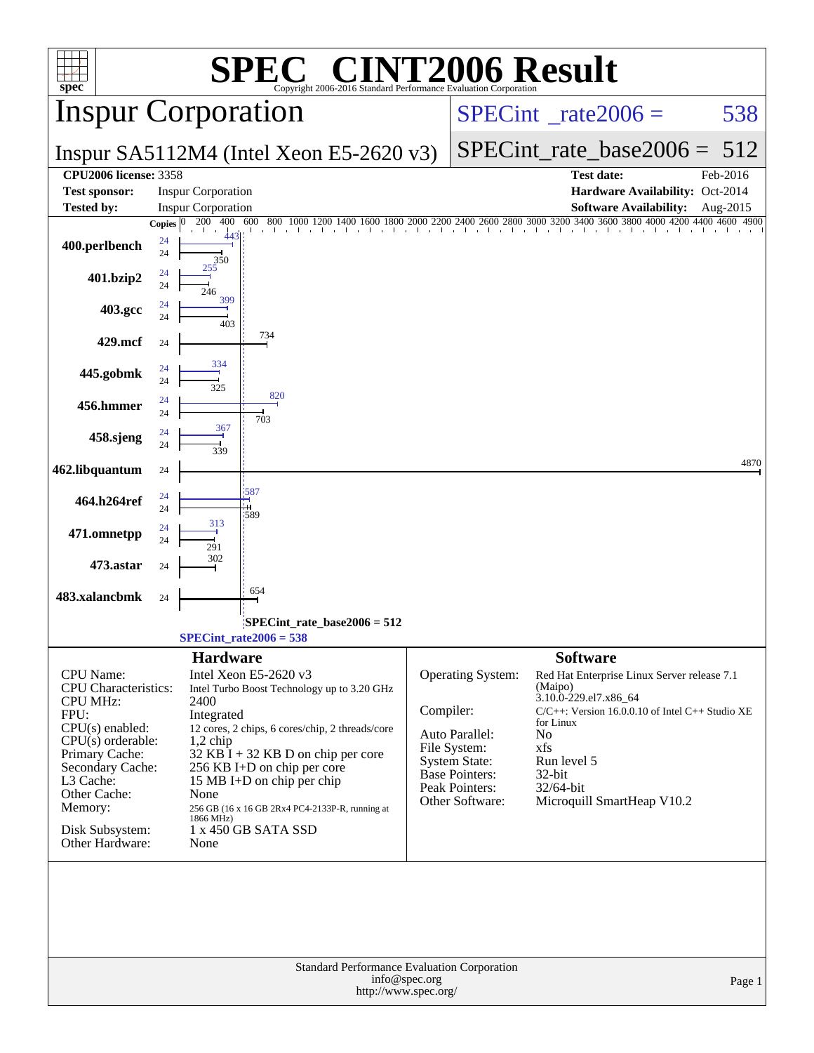# SPEC® CINT2006 Result

Copyright 2006-2016 Standard Performance Evaluation Corporation

## Inspur Corporation

**Inspur SA5112M4 (Intel Xeon E5-2620 v3)**

SPECint_rate2006 = 538

SPECint_rate_base2006 = 512

| | | | |
|---|---|---|---|
| **CPU2006 license:** 3358 | | **Test date:** | Feb-2016 |
| **Test sponsor:** | Inspur Corporation | **Hardware Availability:** | Oct-2014 |
| **Tested by:** | Inspur Corporation | **Software Availability:** | Aug-2015 |

| Benchmark | Copies | Peak | Base |
|---|---|---|---|
| 400.perlbench | 24 | 443 | 350 |
| 401.bzip2 | 24 | 255 | 246 |
| 403.gcc | 24 | 399 | 403 |
| 429.mcf | 24 | | 734 |
| 445.gobmk | 24 | 334 | 325 |
| 456.hmmer | 24 | 820 | 703 |
| 458.sjeng | 24 | 367 | 339 |
| 462.libquantum | 24 | | 4870 |
| 464.h264ref | 24 | 587 | 589 |
| 471.omnetpp | 24 | 313 | 291 |
| 473.astar | 24 | | 302 |
| 483.xalancbmk | 24 | | 654 |

SPECint_rate_base2006 = 512

SPECint_rate2006 = 538

## Hardware

| | |
|---|---|
| CPU Name: | Intel Xeon E5-2620 v3 |
| CPU Characteristics: | Intel Turbo Boost Technology up to 3.20 GHz |
| CPU MHz: | 2400 |
| FPU: | Integrated |
| CPU(s) enabled: | 12 cores, 2 chips, 6 cores/chip, 2 threads/core |
| CPU(s) orderable: | 1,2 chip |
| Primary Cache: | 32 KB I + 32 KB D on chip per core |
| Secondary Cache: | 256 KB I+D on chip per core |
| L3 Cache: | 15 MB I+D on chip per chip |
| Other Cache: | None |
| Memory: | 256 GB (16 x 16 GB 2Rx4 PC4-2133P-R, running at 1866 MHz) |
| Disk Subsystem: | 1 x 450 GB SATA SSD |
| Other Hardware: | None |

## Software

| | |
|---|---|
| Operating System: | Red Hat Enterprise Linux Server release 7.1 (Maipo) 3.10.0-229.el7.x86_64 |
| Compiler: | C/C++: Version 16.0.0.10 of Intel C++ Studio XE for Linux |
| Auto Parallel: | No |
| File System: | xfs |
| System State: | Run level 5 |
| Base Pointers: | 32-bit |
| Peak Pointers: | 32/64-bit |
| Other Software: | Microquill SmartHeap V10.2 |

Standard Performance Evaluation Corporation
info@spec.org
http://www.spec.org/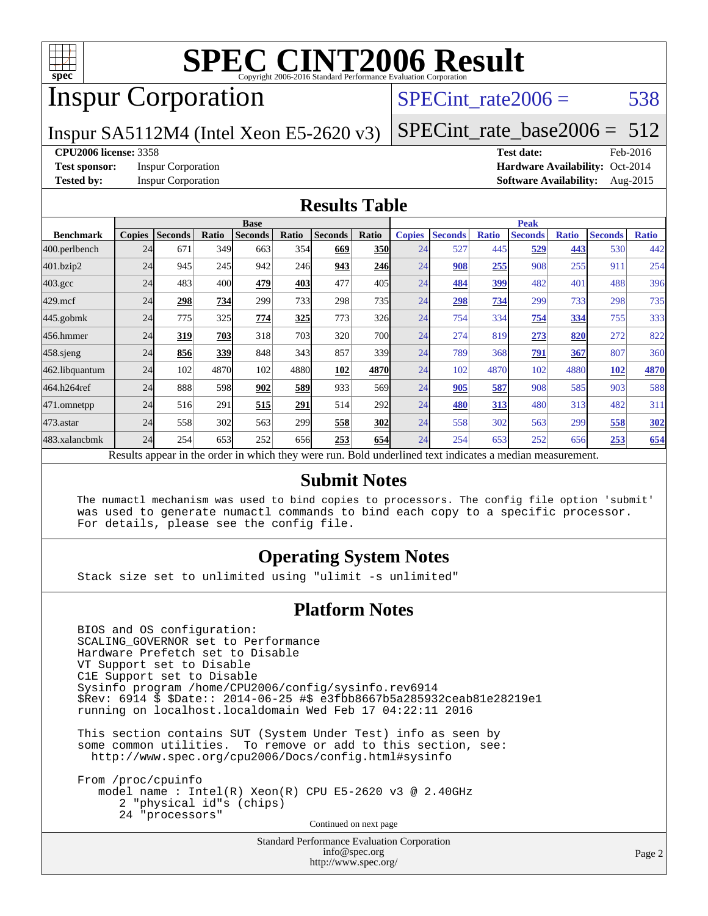# SPEC CINT2006 Result

Copyright 2006-2016 Standard Performance Evaluation Corporation

## Inspur Corporation

Inspur SA5112M4 (Intel Xeon E5-2620 v3)

SPECint_rate2006 = 538

SPECint_rate_base2006 = 512

**CPU2006 license:** 3358

**Test sponsor:** Inspur Corporation

**Tested by:** Inspur Corporation

**Test date:** Feb-2016

**Hardware Availability:** Oct-2014

**Software Availability:** Aug-2015

## Results Table

| | Base | | | | | | | | Peak | | | | | | | |
|---|---|---|---|---|---|---|---|---|---|---|---|---|---|---|---|---|
| **Benchmark** | **Copies** | **Seconds** | **Ratio** | **Seconds** | **Ratio** | **Seconds** | **Ratio** | | **Copies** | **Seconds** | **Ratio** | **Seconds** | **Ratio** | **Seconds** | **Ratio** | |
| 400.perlbench | 24 | 671 | 349 | 663 | 354 | **669** | **350** | | 24 | 527 | 445 | **529** | **443** | 530 | 442 | |
| 401.bzip2 | 24 | 945 | 245 | 942 | 246 | **943** | **246** | | 24 | **908** | **255** | 908 | 255 | 911 | 254 | |
| 403.gcc | 24 | 483 | 400 | **479** | **403** | 477 | 405 | | 24 | **484** | **399** | 482 | 401 | 488 | 396 | |
| 429.mcf | 24 | **298** | **734** | 299 | 733 | 298 | 735 | | 24 | **298** | **734** | 299 | 733 | 298 | 735 | |
| 445.gobmk | 24 | 775 | 325 | **774** | **325** | 773 | 326 | | 24 | 754 | 334 | **754** | **334** | 755 | 333 | |
| 456.hmmer | 24 | **319** | **703** | 318 | 703 | 320 | 700 | | 24 | 274 | 819 | **273** | **820** | 272 | 822 | |
| 458.sjeng | 24 | **856** | **339** | 848 | 343 | 857 | 339 | | 24 | 789 | 368 | **791** | **367** | 807 | 360 | |
| 462.libquantum | 24 | 102 | 4870 | 102 | 4880 | **102** | **4870** | | 24 | 102 | 4870 | 102 | 4880 | **102** | **4870** | |
| 464.h264ref | 24 | 888 | 598 | **902** | **589** | 933 | 569 | | 24 | **905** | **587** | 908 | 585 | 903 | 588 | |
| 471.omnetpp | 24 | 516 | 291 | **515** | **291** | 514 | 292 | | 24 | **480** | **313** | 480 | 313 | 482 | 311 | |
| 473.astar | 24 | 558 | 302 | 563 | 299 | **558** | **302** | | 24 | 558 | 302 | 563 | 299 | **558** | **302** | |
| 483.xalancbmk | 24 | 254 | 653 | 252 | 656 | **253** | **654** | | 24 | 254 | 653 | 252 | 656 | **253** | **654** | |

Results appear in the order in which they were run. Bold underlined text indicates a median measurement.

## Submit Notes

```
The numactl mechanism was used to bind copies to processors. The config file option 'submit'
was used to generate numactl commands to bind each copy to a specific processor.
For details, please see the config file.
```

## Operating System Notes

```
Stack size set to unlimited using "ulimit -s unlimited"
```

## Platform Notes

```
BIOS and OS configuration:
SCALING_GOVERNOR set to Performance
Hardware Prefetch set to Disable
VT Support set to Disable
C1E Support set to Disable
Sysinfo program /home/CPU2006/config/sysinfo.rev6914
$Rev: 6914 $ $Date:: 2014-06-25 #$ e3fbb8667b5a285932ceab81e28219e1
running on localhost.localdomain Wed Feb 17 04:22:11 2016

This section contains SUT (System Under Test) info as seen by
some common utilities.  To remove or add to this section, see:
  http://www.spec.org/cpu2006/Docs/config.html#sysinfo

From /proc/cpuinfo
   model name : Intel(R) Xeon(R) CPU E5-2620 v3 @ 2.40GHz
      2 "physical id"s (chips)
      24 "processors"
```

Continued on next page

Standard Performance Evaluation Corporation
info@spec.org
http://www.spec.org/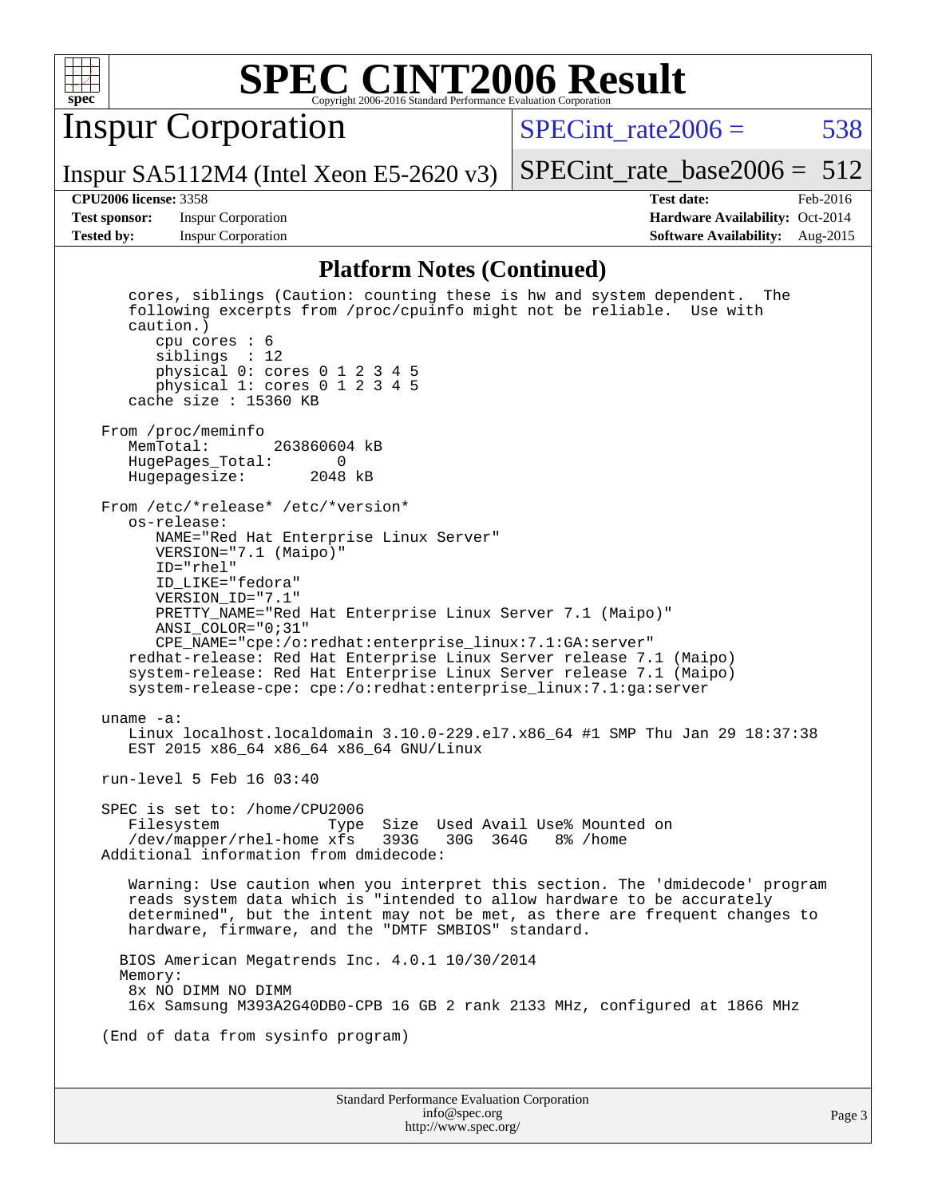# SPEC CINT2006 Result

Copyright 2006-2016 Standard Performance Evaluation Corporation

**Inspur Corporation**

Inspur SA5112M4 (Intel Xeon E5-2620 v3)

SPECint_rate2006 = 538

SPECint_rate_base2006 = 512

| | | | |
|---|---|---|---|
| **CPU2006 license:** 3358 | | **Test date:** | Feb-2016 |
| **Test sponsor:** | Inspur Corporation | **Hardware Availability:** | Oct-2014 |
| **Tested by:** | Inspur Corporation | **Software Availability:** | Aug-2015 |

## Platform Notes (Continued)

```
   cores, siblings (Caution: counting these is hw and system dependent.  The
   following excerpts from /proc/cpuinfo might not be reliable.  Use with
   caution.)
      cpu cores : 6
      siblings  : 12
      physical 0: cores 0 1 2 3 4 5
      physical 1: cores 0 1 2 3 4 5
   cache size : 15360 KB

From /proc/meminfo
   MemTotal:       263860604 kB
   HugePages_Total:       0
   Hugepagesize:       2048 kB

From /etc/*release* /etc/*version*
   os-release:
      NAME="Red Hat Enterprise Linux Server"
      VERSION="7.1 (Maipo)"
      ID="rhel"
      ID_LIKE="fedora"
      VERSION_ID="7.1"
      PRETTY_NAME="Red Hat Enterprise Linux Server 7.1 (Maipo)"
      ANSI_COLOR="0;31"
      CPE_NAME="cpe:/o:redhat:enterprise_linux:7.1:GA:server"
   redhat-release: Red Hat Enterprise Linux Server release 7.1 (Maipo)
   system-release: Red Hat Enterprise Linux Server release 7.1 (Maipo)
   system-release-cpe: cpe:/o:redhat:enterprise_linux:7.1:ga:server

uname -a:
   Linux localhost.localdomain 3.10.0-229.el7.x86_64 #1 SMP Thu Jan 29 18:37:38
   EST 2015 x86_64 x86_64 x86_64 GNU/Linux

run-level 5 Feb 16 03:40

SPEC is set to: /home/CPU2006
   Filesystem            Type  Size  Used Avail Use% Mounted on
   /dev/mapper/rhel-home xfs   393G   30G  364G   8% /home
Additional information from dmidecode:

   Warning: Use caution when you interpret this section. The 'dmidecode' program
   reads system data which is "intended to allow hardware to be accurately
   determined", but the intent may not be met, as there are frequent changes to
   hardware, firmware, and the "DMTF SMBIOS" standard.

  BIOS American Megatrends Inc. 4.0.1 10/30/2014
  Memory:
   8x NO DIMM NO DIMM
   16x Samsung M393A2G40DB0-CPB 16 GB 2 rank 2133 MHz, configured at 1866 MHz

(End of data from sysinfo program)
```

Standard Performance Evaluation Corporation
info@spec.org
http://www.spec.org/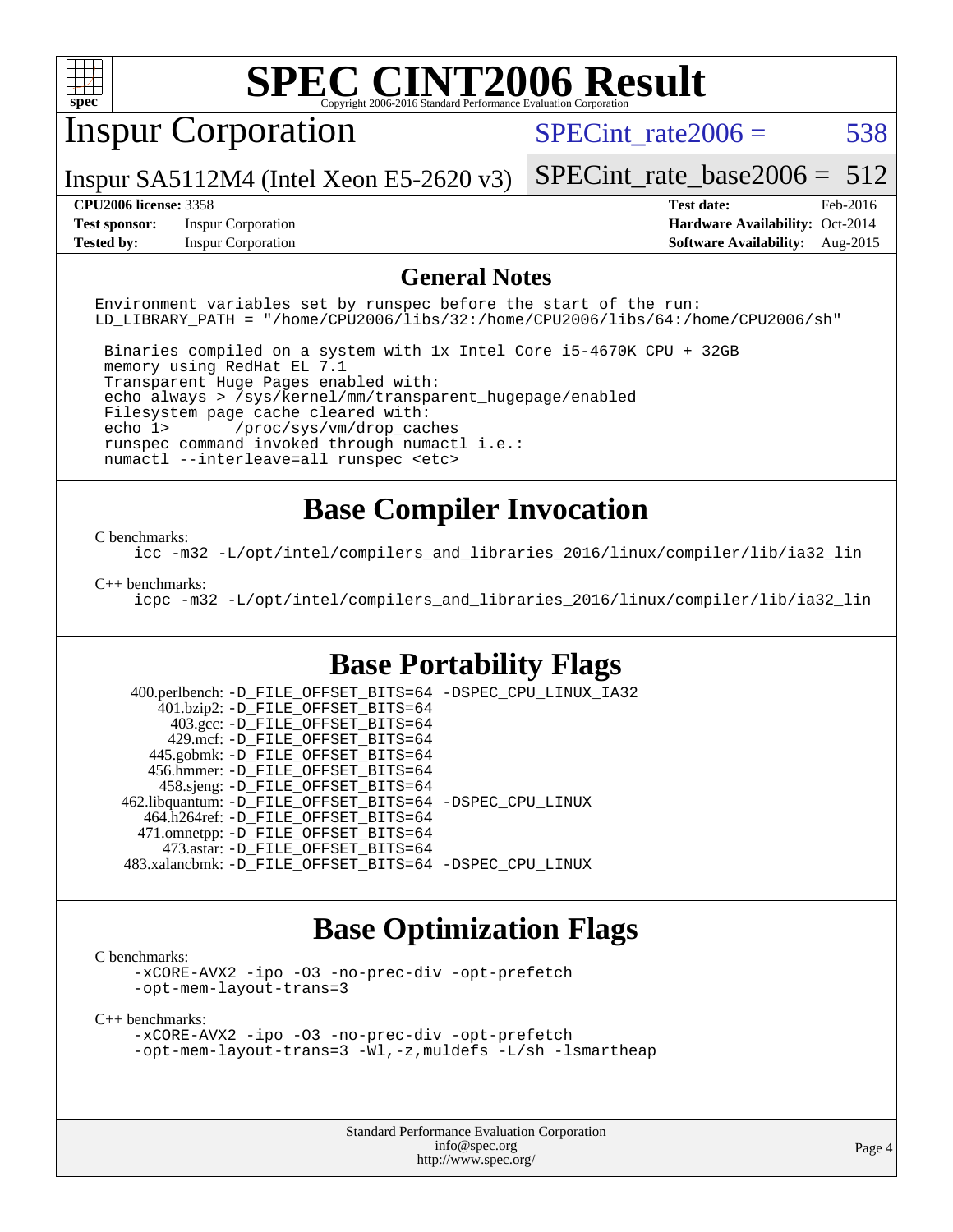# SPEC CINT2006 Result

Copyright 2006-2016 Standard Performance Evaluation Corporation

## Inspur Corporation

Inspur SA5112M4 (Intel Xeon E5-2620 v3)

SPECint_rate2006 = 538

SPECint_rate_base2006 = 512

| | | | |
|---|---|---|---|
| **CPU2006 license:** 3358 | | **Test date:** | Feb-2016 |
| **Test sponsor:** | Inspur Corporation | **Hardware Availability:** | Oct-2014 |
| **Tested by:** | Inspur Corporation | **Software Availability:** | Aug-2015 |

## General Notes

```
Environment variables set by runspec before the start of the run:
LD_LIBRARY_PATH = "/home/CPU2006/libs/32:/home/CPU2006/libs/64:/home/CPU2006/sh"

 Binaries compiled on a system with 1x Intel Core i5-4670K CPU + 32GB
 memory using RedHat EL 7.1
 Transparent Huge Pages enabled with:
 echo always > /sys/kernel/mm/transparent_hugepage/enabled
 Filesystem page cache cleared with:
 echo 1>       /proc/sys/vm/drop_caches
 runspec command invoked through numactl i.e.:
 numactl --interleave=all runspec <etc>
```

## Base Compiler Invocation

C benchmarks:

```
icc -m32 -L/opt/intel/compilers_and_libraries_2016/linux/compiler/lib/ia32_lin
```

C++ benchmarks:

```
icpc -m32 -L/opt/intel/compilers_and_libraries_2016/linux/compiler/lib/ia32_lin
```

## Base Portability Flags

| | |
|---|---|
| 400.perlbench: | -D_FILE_OFFSET_BITS=64 -DSPEC_CPU_LINUX_IA32 |
| 401.bzip2: | -D_FILE_OFFSET_BITS=64 |
| 403.gcc: | -D_FILE_OFFSET_BITS=64 |
| 429.mcf: | -D_FILE_OFFSET_BITS=64 |
| 445.gobmk: | -D_FILE_OFFSET_BITS=64 |
| 456.hmmer: | -D_FILE_OFFSET_BITS=64 |
| 458.sjeng: | -D_FILE_OFFSET_BITS=64 |
| 462.libquantum: | -D_FILE_OFFSET_BITS=64 -DSPEC_CPU_LINUX |
| 464.h264ref: | -D_FILE_OFFSET_BITS=64 |
| 471.omnetpp: | -D_FILE_OFFSET_BITS=64 |
| 473.astar: | -D_FILE_OFFSET_BITS=64 |
| 483.xalancbmk: | -D_FILE_OFFSET_BITS=64 -DSPEC_CPU_LINUX |

## Base Optimization Flags

C benchmarks:

```
-xCORE-AVX2 -ipo -O3 -no-prec-div -opt-prefetch
-opt-mem-layout-trans=3
```

C++ benchmarks:

```
-xCORE-AVX2 -ipo -O3 -no-prec-div -opt-prefetch
-opt-mem-layout-trans=3 -Wl,-z,muldefs -L/sh -lsmartheap
```

Standard Performance Evaluation Corporation
info@spec.org
http://www.spec.org/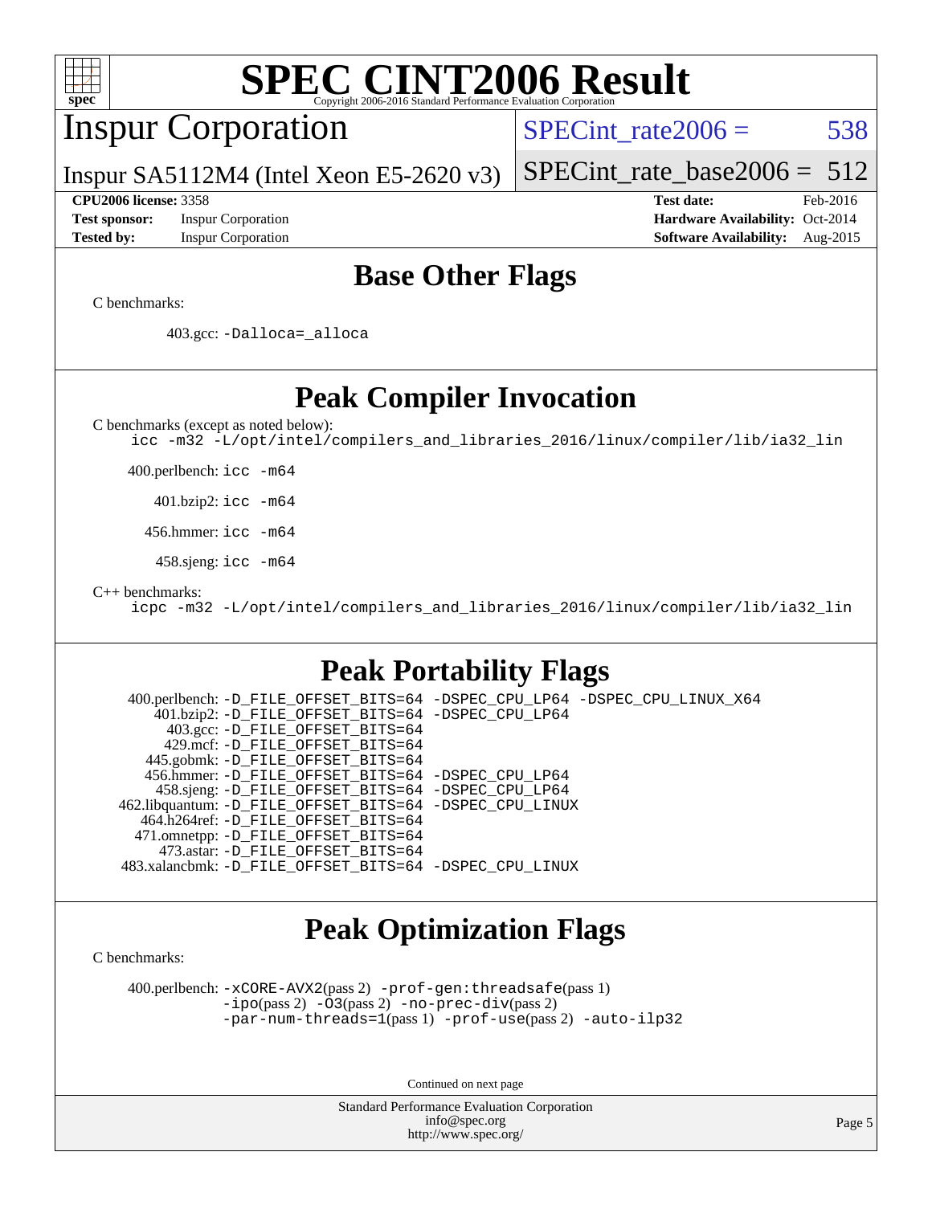# SPEC CINT2006 Result

Copyright 2006-2016 Standard Performance Evaluation Corporation

## Inspur Corporation

Inspur SA5112M4 (Intel Xeon E5-2620 v3)

SPECint_rate2006 = 538

SPECint_rate_base2006 = 512

**CPU2006 license:** 3358
**Test sponsor:** Inspur Corporation
**Tested by:** Inspur Corporation

**Test date:** Feb-2016
**Hardware Availability:** Oct-2014
**Software Availability:** Aug-2015

## Base Other Flags

C benchmarks:

403.gcc: `-Dalloca=_alloca`

## Peak Compiler Invocation

C benchmarks (except as noted below):
`icc -m32 -L/opt/intel/compilers_and_libraries_2016/linux/compiler/lib/ia32_lin`

400.perlbench: `icc -m64`

401.bzip2: `icc -m64`

456.hmmer: `icc -m64`

458.sjeng: `icc -m64`

C++ benchmarks:
`icpc -m32 -L/opt/intel/compilers_and_libraries_2016/linux/compiler/lib/ia32_lin`

## Peak Portability Flags

400.perlbench: `-D_FILE_OFFSET_BITS=64 -DSPEC_CPU_LP64 -DSPEC_CPU_LINUX_X64`
401.bzip2: `-D_FILE_OFFSET_BITS=64 -DSPEC_CPU_LP64`
403.gcc: `-D_FILE_OFFSET_BITS=64`
429.mcf: `-D_FILE_OFFSET_BITS=64`
445.gobmk: `-D_FILE_OFFSET_BITS=64`
456.hmmer: `-D_FILE_OFFSET_BITS=64 -DSPEC_CPU_LP64`
458.sjeng: `-D_FILE_OFFSET_BITS=64 -DSPEC_CPU_LP64`
462.libquantum: `-D_FILE_OFFSET_BITS=64 -DSPEC_CPU_LINUX`
464.h264ref: `-D_FILE_OFFSET_BITS=64`
471.omnetpp: `-D_FILE_OFFSET_BITS=64`
473.astar: `-D_FILE_OFFSET_BITS=64`
483.xalancbmk: `-D_FILE_OFFSET_BITS=64 -DSPEC_CPU_LINUX`

## Peak Optimization Flags

C benchmarks:

400.perlbench: `-xCORE-AVX2`(pass 2) `-prof-gen:threadsafe`(pass 1) `-ipo`(pass 2) `-O3`(pass 2) `-no-prec-div`(pass 2) `-par-num-threads=1`(pass 1) `-prof-use`(pass 2) `-auto-ilp32`

Continued on next page

Standard Performance Evaluation Corporation
info@spec.org
http://www.spec.org/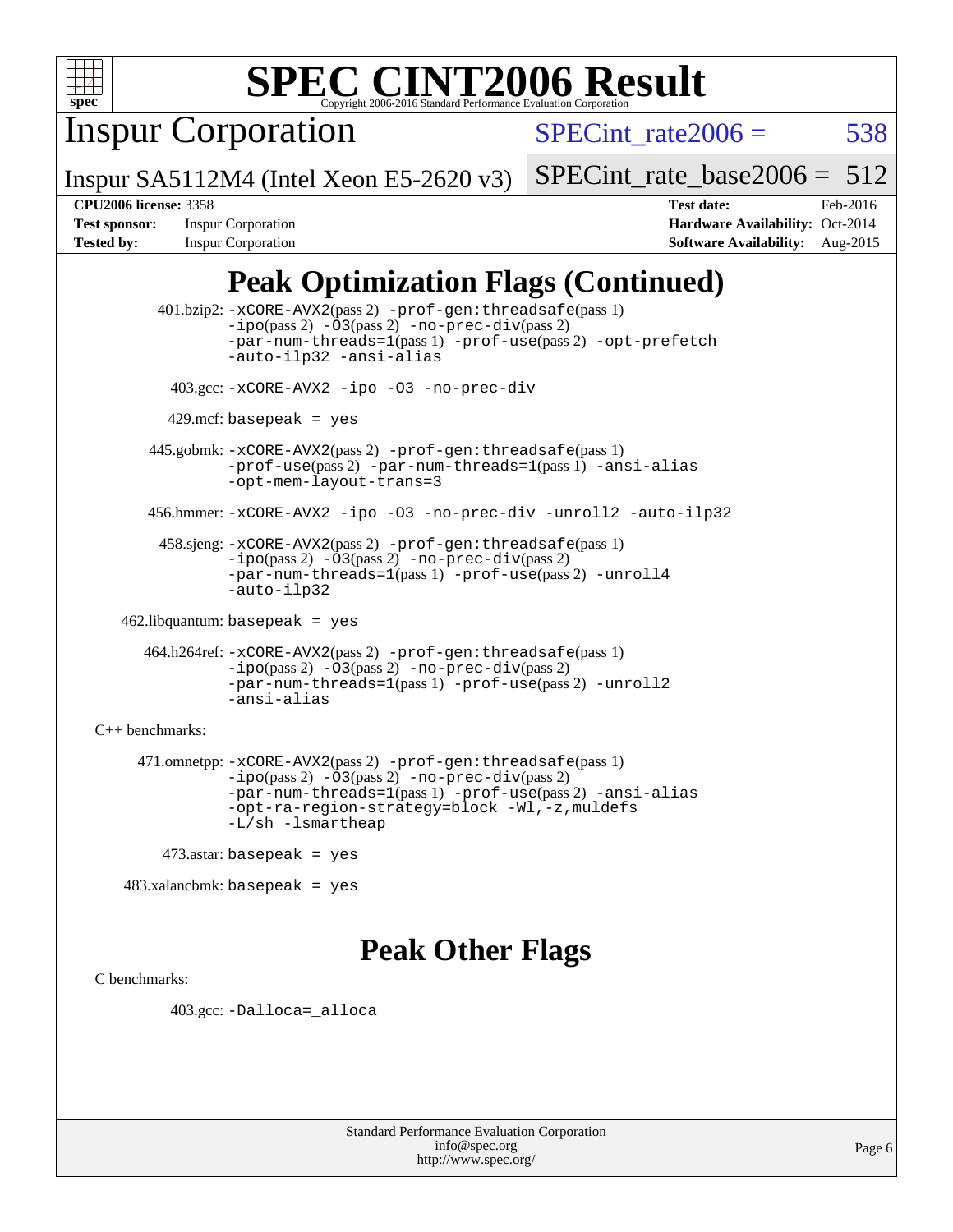# SPEC CINT2006 Result

Copyright 2006-2016 Standard Performance Evaluation Corporation

## Inspur Corporation

Inspur SA5112M4 (Intel Xeon E5-2620 v3)

SPECint_rate2006 = 538

SPECint_rate_base2006 = 512

| | | | |
|---|---|---|---|
| **CPU2006 license:** 3358 | | **Test date:** | Feb-2016 |
| **Test sponsor:** | Inspur Corporation | **Hardware Availability:** | Oct-2014 |
| **Tested by:** | Inspur Corporation | **Software Availability:** | Aug-2015 |

## Peak Optimization Flags (Continued)

401.bzip2: -xCORE-AVX2(pass 2) -prof-gen:threadsafe(pass 1) -ipo(pass 2) -O3(pass 2) -no-prec-div(pass 2) -par-num-threads=1(pass 1) -prof-use(pass 2) -opt-prefetch -auto-ilp32 -ansi-alias

403.gcc: -xCORE-AVX2 -ipo -O3 -no-prec-div

429.mcf: basepeak = yes

445.gobmk: -xCORE-AVX2(pass 2) -prof-gen:threadsafe(pass 1) -prof-use(pass 2) -par-num-threads=1(pass 1) -ansi-alias -opt-mem-layout-trans=3

456.hmmer: -xCORE-AVX2 -ipo -O3 -no-prec-div -unroll2 -auto-ilp32

458.sjeng: -xCORE-AVX2(pass 2) -prof-gen:threadsafe(pass 1) -ipo(pass 2) -O3(pass 2) -no-prec-div(pass 2) -par-num-threads=1(pass 1) -prof-use(pass 2) -unroll4 -auto-ilp32

462.libquantum: basepeak = yes

464.h264ref: -xCORE-AVX2(pass 2) -prof-gen:threadsafe(pass 1) -ipo(pass 2) -O3(pass 2) -no-prec-div(pass 2) -par-num-threads=1(pass 1) -prof-use(pass 2) -unroll2 -ansi-alias

C++ benchmarks:

471.omnetpp: -xCORE-AVX2(pass 2) -prof-gen:threadsafe(pass 1) -ipo(pass 2) -O3(pass 2) -no-prec-div(pass 2) -par-num-threads=1(pass 1) -prof-use(pass 2) -ansi-alias -opt-ra-region-strategy=block -Wl,-z,muldefs -L/sh -lsmartheap

473.astar: basepeak = yes

483.xalancbmk: basepeak = yes

## Peak Other Flags

C benchmarks:

403.gcc: -Dalloca=_alloca

Standard Performance Evaluation Corporation
info@spec.org
http://www.spec.org/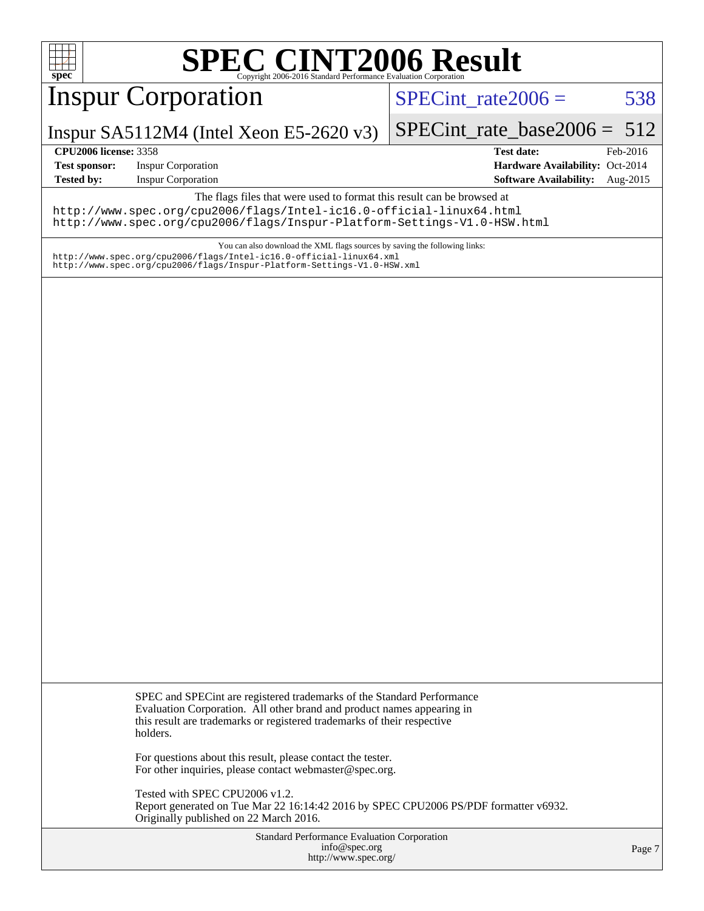The flags files that were used to format this result can be browsed at

http://www.spec.org/cpu2006/flags/Intel-ic16.0-official-linux64.html
http://www.spec.org/cpu2006/flags/Inspur-Platform-Settings-V1.0-HSW.html

You can also download the XML flags sources by saving the following links:

http://www.spec.org/cpu2006/flags/Intel-ic16.0-official-linux64.xml
http://www.spec.org/cpu2006/flags/Inspur-Platform-Settings-V1.0-HSW.xml

SPEC and SPECint are registered trademarks of the Standard Performance Evaluation Corporation. All other brand and product names appearing in this result are trademarks or registered trademarks of their respective holders.

For questions about this result, please contact the tester.
For other inquiries, please contact webmaster@spec.org.

Tested with SPEC CPU2006 v1.2.
Report generated on Tue Mar 22 16:14:42 2016 by SPEC CPU2006 PS/PDF formatter v6932.
Originally published on 22 March 2016.